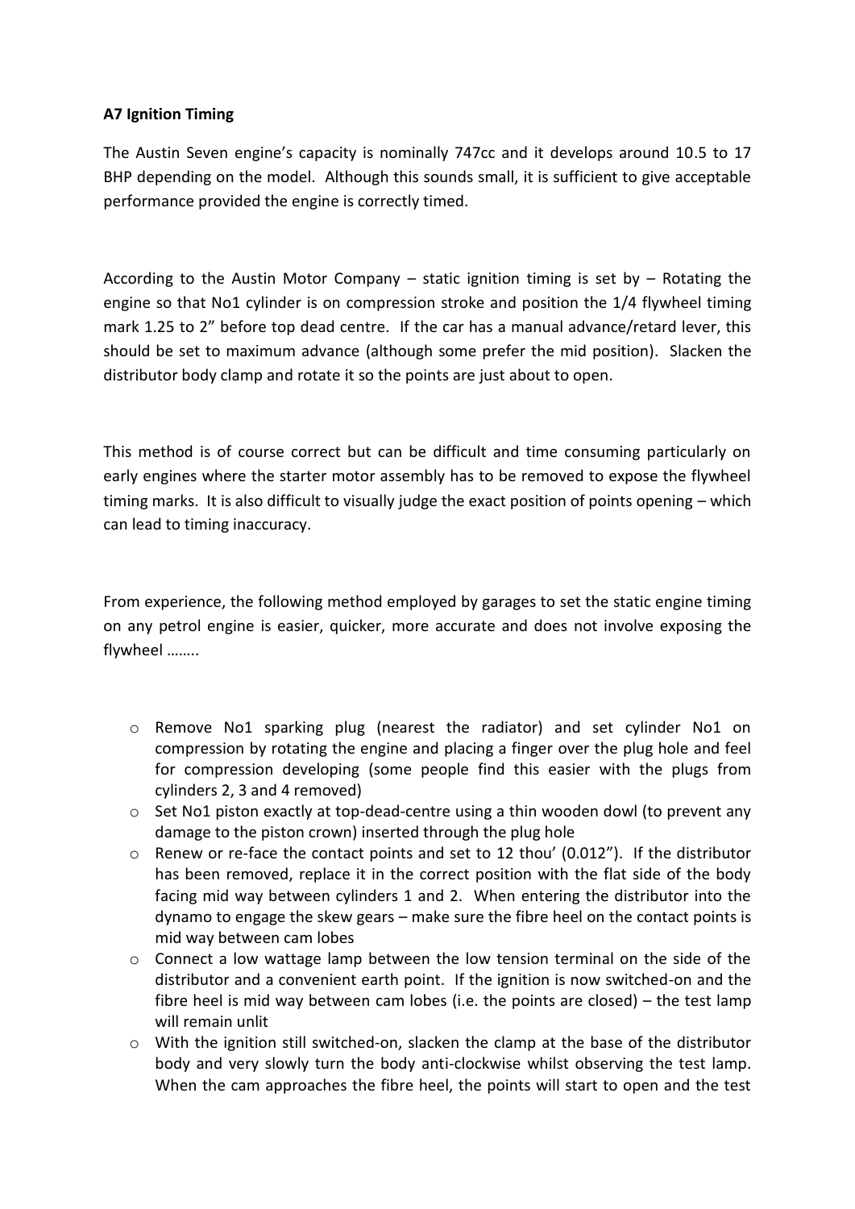**A7 Ignition Timing**

The Austin Seven engine's capacity is nominally 747cc and it develops around 10.5 to 17 BHP depending on the model. Although this sounds small, it is sufficient to give acceptable performance provided the engine is correctly timed.

According to the Austin Motor Company – static ignition timing is set by – Rotating the engine so that No1 cylinder is on compression stroke and position the 1/4 flywheel timing mark 1.25 to 2" before top dead centre. If the car has a manual advance/retard lever, this should be set to maximum advance (although some prefer the mid position). Slacken the distributor body clamp and rotate it so the points are just about to open.

This method is of course correct but can be difficult and time consuming particularly on early engines where the starter motor assembly has to be removed to expose the flywheel timing marks. It is also difficult to visually judge the exact position of points opening – which can lead to timing inaccuracy.

From experience, the following method employed by garages to set the static engine timing on any petrol engine is easier, quicker, more accurate and does not involve exposing the flywheel ……..

- Remove No1 sparking plug (nearest the radiator) and set cylinder No1 on compression by rotating the engine and placing a finger over the plug hole and feel for compression developing (some people find this easier with the plugs from cylinders 2, 3 and 4 removed)
- Set No1 piston exactly at top-dead-centre using a thin wooden dowl (to prevent any damage to the piston crown) inserted through the plug hole
- Renew or re-face the contact points and set to 12 thou' (0.012"). If the distributor has been removed, replace it in the correct position with the flat side of the body facing mid way between cylinders 1 and 2. When entering the distributor into the dynamo to engage the skew gears – make sure the fibre heel on the contact points is mid way between cam lobes
- Connect a low wattage lamp between the low tension terminal on the side of the distributor and a convenient earth point. If the ignition is now switched-on and the fibre heel is mid way between cam lobes (i.e. the points are closed) – the test lamp will remain unlit
- With the ignition still switched-on, slacken the clamp at the base of the distributor body and very slowly turn the body anti-clockwise whilst observing the test lamp. When the cam approaches the fibre heel, the points will start to open and the test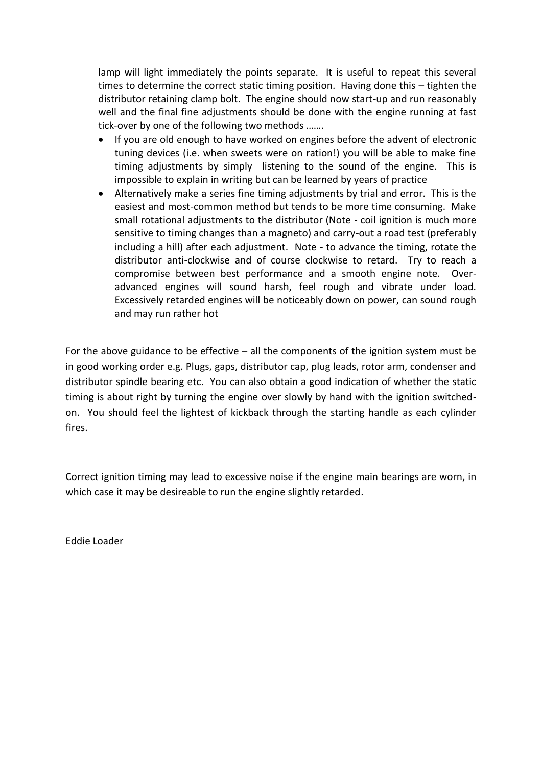lamp will light immediately the points separate. It is useful to repeat this several times to determine the correct static timing position. Having done this – tighten the distributor retaining clamp bolt. The engine should now start-up and run reasonably well and the final fine adjustments should be done with the engine running at fast tick-over by one of the following two methods …….

- If you are old enough to have worked on engines before the advent of electronic tuning devices (i.e. when sweets were on ration!) you will be able to make fine timing adjustments by simply listening to the sound of the engine. This is impossible to explain in writing but can be learned by years of practice
- Alternatively make a series fine timing adjustments by trial and error. This is the easiest and most-common method but tends to be more time consuming. Make small rotational adjustments to the distributor (Note - coil ignition is much more sensitive to timing changes than a magneto) and carry-out a road test (preferably including a hill) after each adjustment. Note - to advance the timing, rotate the distributor anti-clockwise and of course clockwise to retard. Try to reach a compromise between best performance and a smooth engine note. Over-advanced engines will sound harsh, feel rough and vibrate under load. Excessively retarded engines will be noticeably down on power, can sound rough and may run rather hot

For the above guidance to be effective – all the components of the ignition system must be in good working order e.g. Plugs, gaps, distributor cap, plug leads, rotor arm, condenser and distributor spindle bearing etc. You can also obtain a good indication of whether the static timing is about right by turning the engine over slowly by hand with the ignition switched-on. You should feel the lightest of kickback through the starting handle as each cylinder fires.

Correct ignition timing may lead to excessive noise if the engine main bearings are worn, in which case it may be desireable to run the engine slightly retarded.

Eddie Loader